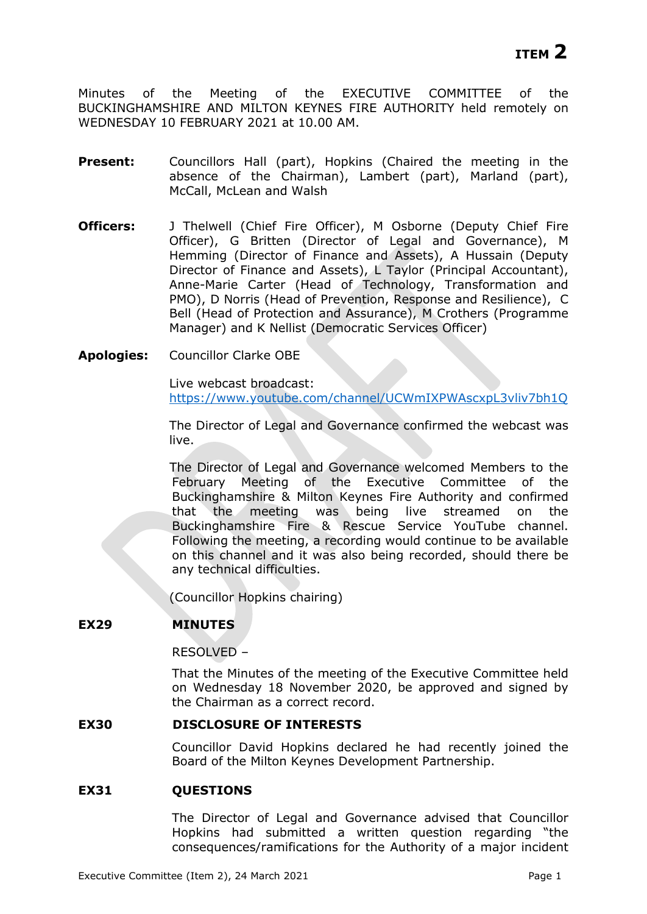**ITEM 2**

Minutes of the Meeting of the EXECUTIVE COMMITTEE of the BUCKINGHAMSHIRE AND MILTON KEYNES FIRE AUTHORITY held remotely on WEDNESDAY 10 FEBRUARY 2021 at 10.00 AM.

**Present:** Councillors Hall (part), Hopkins (Chaired the meeting in the absence of the Chairman), Lambert (part), Marland (part), McCall, McLean and Walsh

**Officers:** J Thelwell (Chief Fire Officer), M Osborne (Deputy Chief Fire Officer), G Britten (Director of Legal and Governance), M Hemming (Director of Finance and Assets), A Hussain (Deputy Director of Finance and Assets), L Taylor (Principal Accountant), Anne-Marie Carter (Head of Technology, Transformation and PMO), D Norris (Head of Prevention, Response and Resilience), C Bell (Head of Protection and Assurance), M Crothers (Programme Manager) and K Nellist (Democratic Services Officer)

**Apologies:** Councillor Clarke OBE

Live webcast broadcast:
https://www.youtube.com/channel/UCWmIXPWAscxpL3vliv7bh1Q

The Director of Legal and Governance confirmed the webcast was live.

The Director of Legal and Governance welcomed Members to the February Meeting of the Executive Committee of the Buckinghamshire & Milton Keynes Fire Authority and confirmed that the meeting was being live streamed on the Buckinghamshire Fire & Rescue Service YouTube channel. Following the meeting, a recording would continue to be available on this channel and it was also being recorded, should there be any technical difficulties.

(Councillor Hopkins chairing)

**EX29 MINUTES**

RESOLVED –

That the Minutes of the meeting of the Executive Committee held on Wednesday 18 November 2020, be approved and signed by the Chairman as a correct record.

**EX30 DISCLOSURE OF INTERESTS**

Councillor David Hopkins declared he had recently joined the Board of the Milton Keynes Development Partnership.

**EX31 QUESTIONS**

The Director of Legal and Governance advised that Councillor Hopkins had submitted a written question regarding "the consequences/ramifications for the Authority of a major incident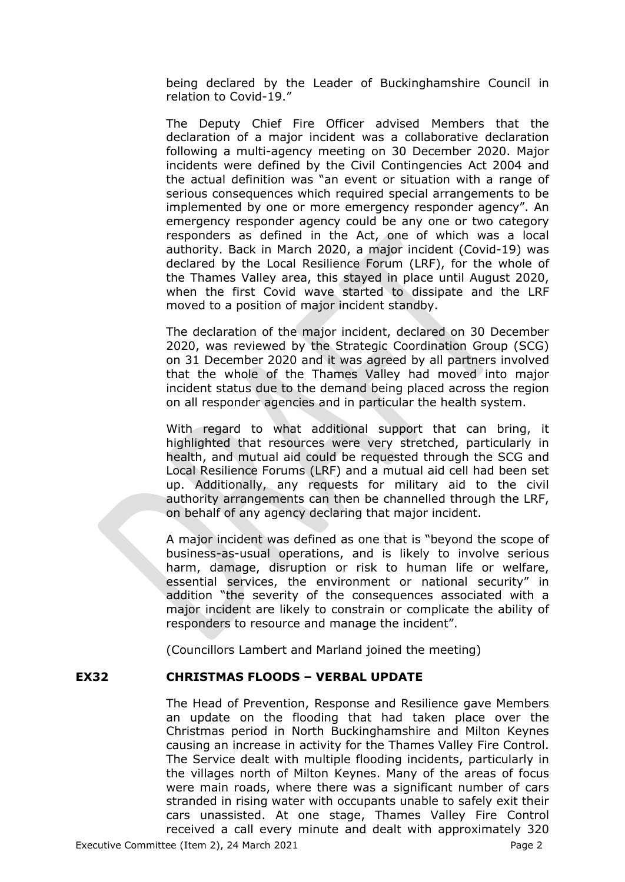being declared by the Leader of Buckinghamshire Council in relation to Covid-19."

The Deputy Chief Fire Officer advised Members that the declaration of a major incident was a collaborative declaration following a multi-agency meeting on 30 December 2020. Major incidents were defined by the Civil Contingencies Act 2004 and the actual definition was "an event or situation with a range of serious consequences which required special arrangements to be implemented by one or more emergency responder agency". An emergency responder agency could be any one or two category responders as defined in the Act, one of which was a local authority. Back in March 2020, a major incident (Covid-19) was declared by the Local Resilience Forum (LRF), for the whole of the Thames Valley area, this stayed in place until August 2020, when the first Covid wave started to dissipate and the LRF moved to a position of major incident standby.

The declaration of the major incident, declared on 30 December 2020, was reviewed by the Strategic Coordination Group (SCG) on 31 December 2020 and it was agreed by all partners involved that the whole of the Thames Valley had moved into major incident status due to the demand being placed across the region on all responder agencies and in particular the health system.

With regard to what additional support that can bring, it highlighted that resources were very stretched, particularly in health, and mutual aid could be requested through the SCG and Local Resilience Forums (LRF) and a mutual aid cell had been set up. Additionally, any requests for military aid to the civil authority arrangements can then be channelled through the LRF, on behalf of any agency declaring that major incident.

A major incident was defined as one that is "beyond the scope of business-as-usual operations, and is likely to involve serious harm, damage, disruption or risk to human life or welfare, essential services, the environment or national security" in addition "the severity of the consequences associated with a major incident are likely to constrain or complicate the ability of responders to resource and manage the incident".

(Councillors Lambert and Marland joined the meeting)

## EX32 CHRISTMAS FLOODS – VERBAL UPDATE

The Head of Prevention, Response and Resilience gave Members an update on the flooding that had taken place over the Christmas period in North Buckinghamshire and Milton Keynes causing an increase in activity for the Thames Valley Fire Control. The Service dealt with multiple flooding incidents, particularly in the villages north of Milton Keynes. Many of the areas of focus were main roads, where there was a significant number of cars stranded in rising water with occupants unable to safely exit their cars unassisted. At one stage, Thames Valley Fire Control received a call every minute and dealt with approximately 320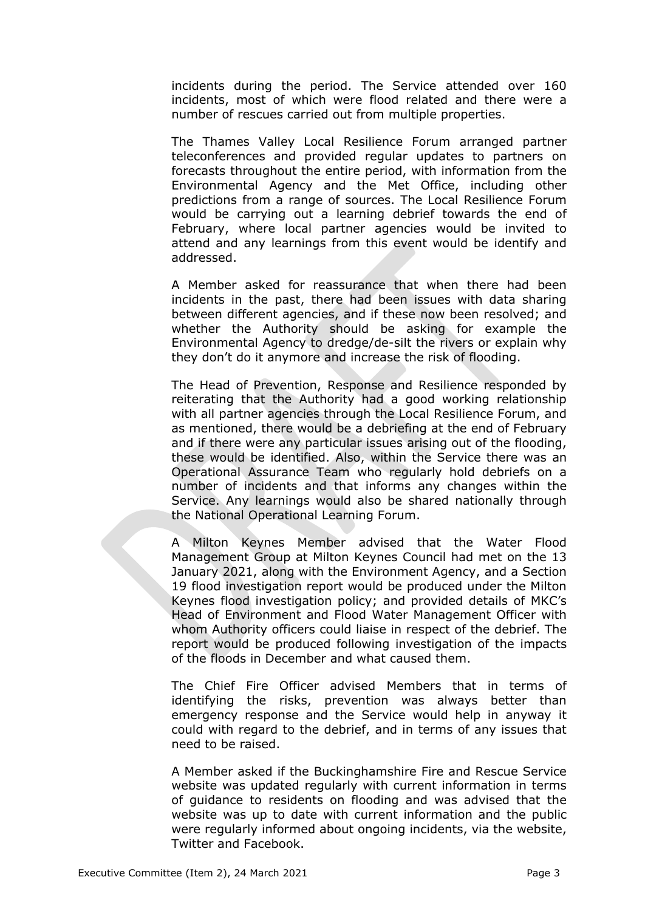incidents during the period. The Service attended over 160 incidents, most of which were flood related and there were a number of rescues carried out from multiple properties.

The Thames Valley Local Resilience Forum arranged partner teleconferences and provided regular updates to partners on forecasts throughout the entire period, with information from the Environmental Agency and the Met Office, including other predictions from a range of sources. The Local Resilience Forum would be carrying out a learning debrief towards the end of February, where local partner agencies would be invited to attend and any learnings from this event would be identify and addressed.

A Member asked for reassurance that when there had been incidents in the past, there had been issues with data sharing between different agencies, and if these now been resolved; and whether the Authority should be asking for example the Environmental Agency to dredge/de-silt the rivers or explain why they don't do it anymore and increase the risk of flooding.

The Head of Prevention, Response and Resilience responded by reiterating that the Authority had a good working relationship with all partner agencies through the Local Resilience Forum, and as mentioned, there would be a debriefing at the end of February and if there were any particular issues arising out of the flooding, these would be identified. Also, within the Service there was an Operational Assurance Team who regularly hold debriefs on a number of incidents and that informs any changes within the Service. Any learnings would also be shared nationally through the National Operational Learning Forum.

A Milton Keynes Member advised that the Water Flood Management Group at Milton Keynes Council had met on the 13 January 2021, along with the Environment Agency, and a Section 19 flood investigation report would be produced under the Milton Keynes flood investigation policy; and provided details of MKC's Head of Environment and Flood Water Management Officer with whom Authority officers could liaise in respect of the debrief. The report would be produced following investigation of the impacts of the floods in December and what caused them.

The Chief Fire Officer advised Members that in terms of identifying the risks, prevention was always better than emergency response and the Service would help in anyway it could with regard to the debrief, and in terms of any issues that need to be raised.

A Member asked if the Buckinghamshire Fire and Rescue Service website was updated regularly with current information in terms of guidance to residents on flooding and was advised that the website was up to date with current information and the public were regularly informed about ongoing incidents, via the website, Twitter and Facebook.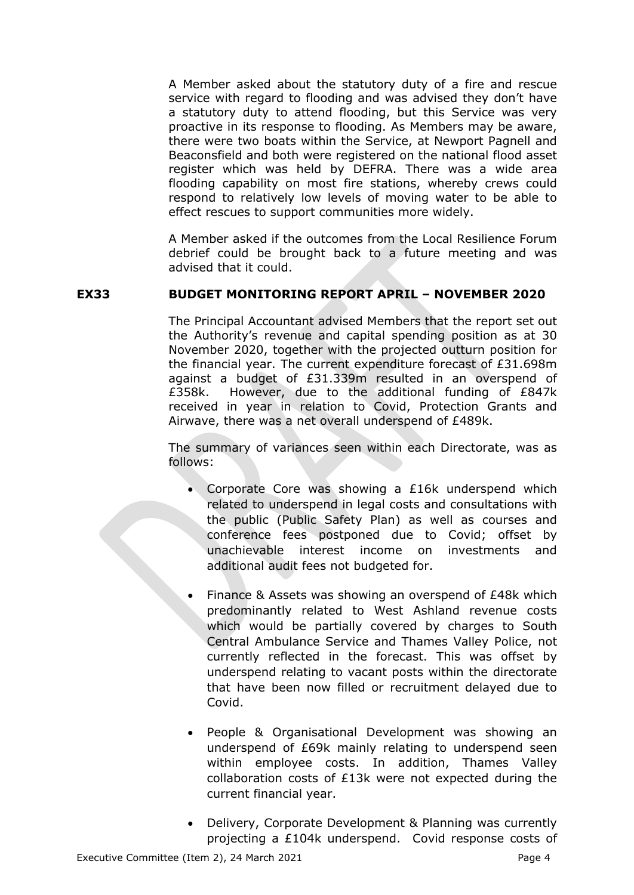A Member asked about the statutory duty of a fire and rescue service with regard to flooding and was advised they don't have a statutory duty to attend flooding, but this Service was very proactive in its response to flooding. As Members may be aware, there were two boats within the Service, at Newport Pagnell and Beaconsfield and both were registered on the national flood asset register which was held by DEFRA. There was a wide area flooding capability on most fire stations, whereby crews could respond to relatively low levels of moving water to be able to effect rescues to support communities more widely.

A Member asked if the outcomes from the Local Resilience Forum debrief could be brought back to a future meeting and was advised that it could.

**EX33 BUDGET MONITORING REPORT APRIL – NOVEMBER 2020**

The Principal Accountant advised Members that the report set out the Authority's revenue and capital spending position as at 30 November 2020, together with the projected outturn position for the financial year. The current expenditure forecast of £31.698m against a budget of £31.339m resulted in an overspend of £358k. However, due to the additional funding of £847k received in year in relation to Covid, Protection Grants and Airwave, there was a net overall underspend of £489k.

The summary of variances seen within each Directorate, was as follows:

- Corporate Core was showing a £16k underspend which related to underspend in legal costs and consultations with the public (Public Safety Plan) as well as courses and conference fees postponed due to Covid; offset by unachievable interest income on investments and additional audit fees not budgeted for.
- Finance & Assets was showing an overspend of £48k which predominantly related to West Ashland revenue costs which would be partially covered by charges to South Central Ambulance Service and Thames Valley Police, not currently reflected in the forecast. This was offset by underspend relating to vacant posts within the directorate that have been now filled or recruitment delayed due to Covid.
- People & Organisational Development was showing an underspend of £69k mainly relating to underspend seen within employee costs. In addition, Thames Valley collaboration costs of £13k were not expected during the current financial year.
- Delivery, Corporate Development & Planning was currently projecting a £104k underspend. Covid response costs of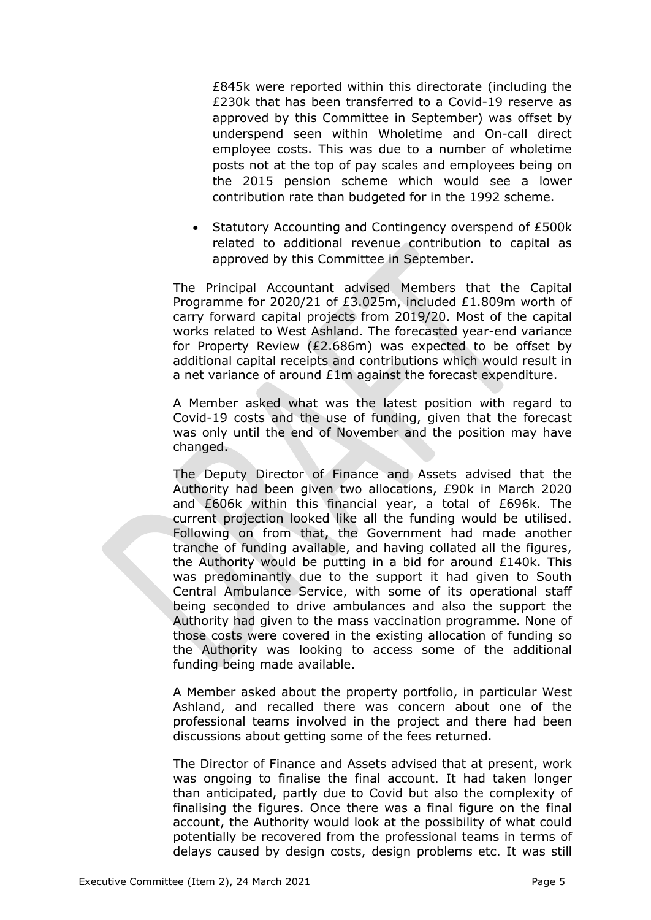£845k were reported within this directorate (including the £230k that has been transferred to a Covid-19 reserve as approved by this Committee in September) was offset by underspend seen within Wholetime and On-call direct employee costs. This was due to a number of wholetime posts not at the top of pay scales and employees being on the 2015 pension scheme which would see a lower contribution rate than budgeted for in the 1992 scheme.

- Statutory Accounting and Contingency overspend of £500k related to additional revenue contribution to capital as approved by this Committee in September.

The Principal Accountant advised Members that the Capital Programme for 2020/21 of £3.025m, included £1.809m worth of carry forward capital projects from 2019/20. Most of the capital works related to West Ashland. The forecasted year-end variance for Property Review (£2.686m) was expected to be offset by additional capital receipts and contributions which would result in a net variance of around £1m against the forecast expenditure.

A Member asked what was the latest position with regard to Covid-19 costs and the use of funding, given that the forecast was only until the end of November and the position may have changed.

The Deputy Director of Finance and Assets advised that the Authority had been given two allocations, £90k in March 2020 and £606k within this financial year, a total of £696k. The current projection looked like all the funding would be utilised. Following on from that, the Government had made another tranche of funding available, and having collated all the figures, the Authority would be putting in a bid for around £140k. This was predominantly due to the support it had given to South Central Ambulance Service, with some of its operational staff being seconded to drive ambulances and also the support the Authority had given to the mass vaccination programme. None of those costs were covered in the existing allocation of funding so the Authority was looking to access some of the additional funding being made available.

A Member asked about the property portfolio, in particular West Ashland, and recalled there was concern about one of the professional teams involved in the project and there had been discussions about getting some of the fees returned.

The Director of Finance and Assets advised that at present, work was ongoing to finalise the final account. It had taken longer than anticipated, partly due to Covid but also the complexity of finalising the figures. Once there was a final figure on the final account, the Authority would look at the possibility of what could potentially be recovered from the professional teams in terms of delays caused by design costs, design problems etc. It was still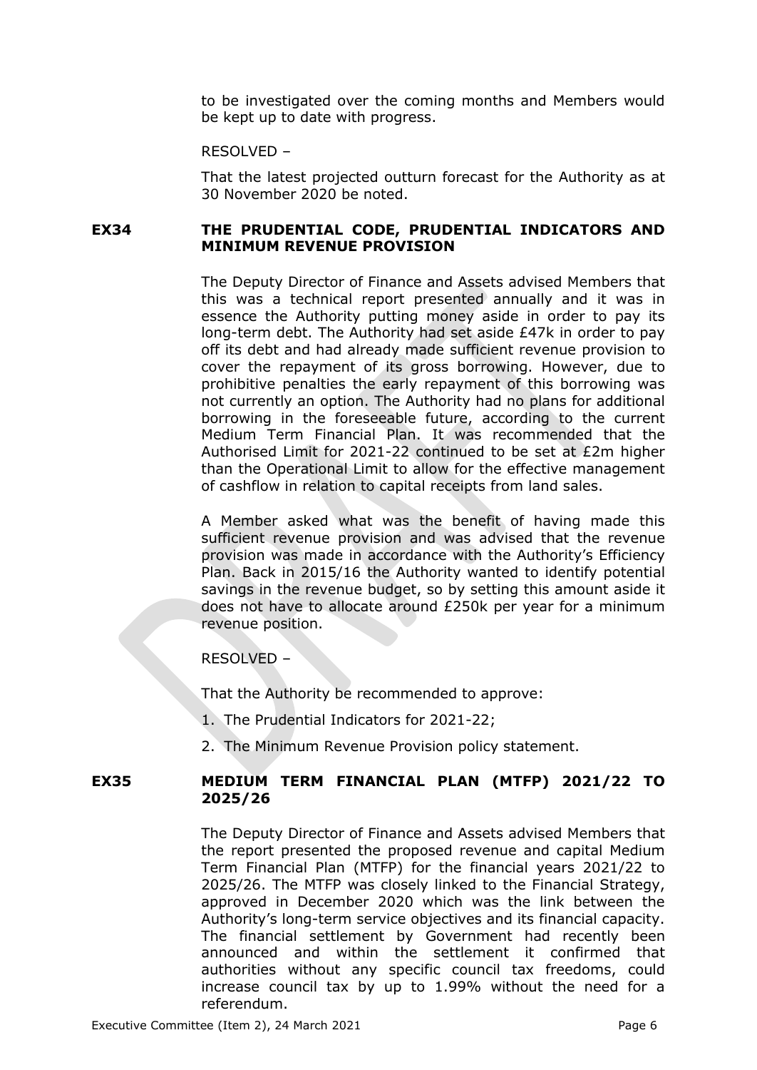to be investigated over the coming months and Members would be kept up to date with progress.

RESOLVED –

That the latest projected outturn forecast for the Authority as at 30 November 2020 be noted.

## EX34 THE PRUDENTIAL CODE, PRUDENTIAL INDICATORS AND MINIMUM REVENUE PROVISION

The Deputy Director of Finance and Assets advised Members that this was a technical report presented annually and it was in essence the Authority putting money aside in order to pay its long-term debt. The Authority had set aside £47k in order to pay off its debt and had already made sufficient revenue provision to cover the repayment of its gross borrowing. However, due to prohibitive penalties the early repayment of this borrowing was not currently an option. The Authority had no plans for additional borrowing in the foreseeable future, according to the current Medium Term Financial Plan. It was recommended that the Authorised Limit for 2021-22 continued to be set at £2m higher than the Operational Limit to allow for the effective management of cashflow in relation to capital receipts from land sales.

A Member asked what was the benefit of having made this sufficient revenue provision and was advised that the revenue provision was made in accordance with the Authority's Efficiency Plan. Back in 2015/16 the Authority wanted to identify potential savings in the revenue budget, so by setting this amount aside it does not have to allocate around £250k per year for a minimum revenue position.

RESOLVED –

That the Authority be recommended to approve:

1. The Prudential Indicators for 2021-22;
2. The Minimum Revenue Provision policy statement.

## EX35 MEDIUM TERM FINANCIAL PLAN (MTFP) 2021/22 TO 2025/26

The Deputy Director of Finance and Assets advised Members that the report presented the proposed revenue and capital Medium Term Financial Plan (MTFP) for the financial years 2021/22 to 2025/26. The MTFP was closely linked to the Financial Strategy, approved in December 2020 which was the link between the Authority's long-term service objectives and its financial capacity. The financial settlement by Government had recently been announced and within the settlement it confirmed that authorities without any specific council tax freedoms, could increase council tax by up to 1.99% without the need for a referendum.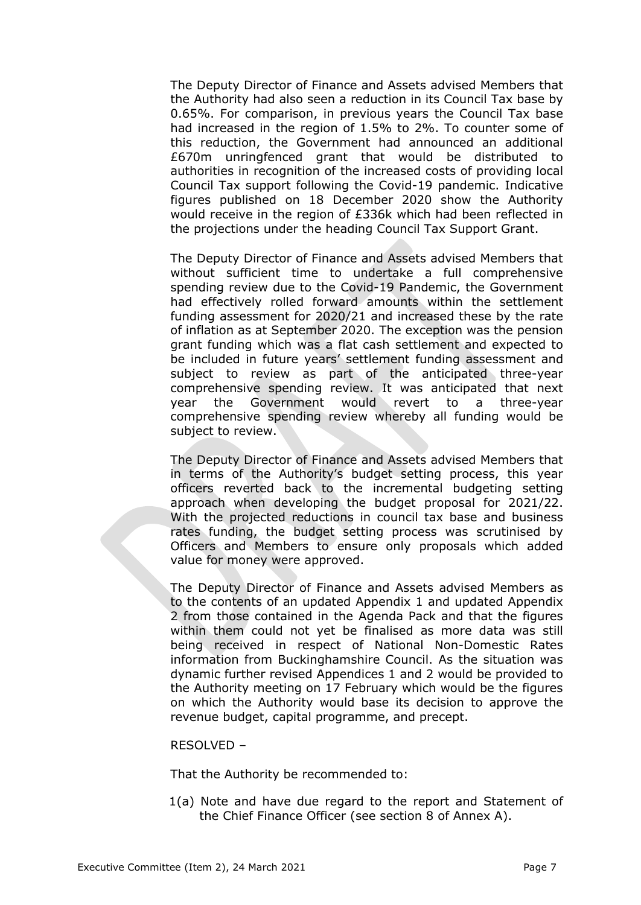The Deputy Director of Finance and Assets advised Members that the Authority had also seen a reduction in its Council Tax base by 0.65%. For comparison, in previous years the Council Tax base had increased in the region of 1.5% to 2%. To counter some of this reduction, the Government had announced an additional £670m unringfenced grant that would be distributed to authorities in recognition of the increased costs of providing local Council Tax support following the Covid-19 pandemic. Indicative figures published on 18 December 2020 show the Authority would receive in the region of £336k which had been reflected in the projections under the heading Council Tax Support Grant.

The Deputy Director of Finance and Assets advised Members that without sufficient time to undertake a full comprehensive spending review due to the Covid-19 Pandemic, the Government had effectively rolled forward amounts within the settlement funding assessment for 2020/21 and increased these by the rate of inflation as at September 2020. The exception was the pension grant funding which was a flat cash settlement and expected to be included in future years' settlement funding assessment and subject to review as part of the anticipated three-year comprehensive spending review. It was anticipated that next year the Government would revert to a three-year comprehensive spending review whereby all funding would be subject to review.

The Deputy Director of Finance and Assets advised Members that in terms of the Authority's budget setting process, this year officers reverted back to the incremental budgeting setting approach when developing the budget proposal for 2021/22. With the projected reductions in council tax base and business rates funding, the budget setting process was scrutinised by Officers and Members to ensure only proposals which added value for money were approved.

The Deputy Director of Finance and Assets advised Members as to the contents of an updated Appendix 1 and updated Appendix 2 from those contained in the Agenda Pack and that the figures within them could not yet be finalised as more data was still being received in respect of National Non-Domestic Rates information from Buckinghamshire Council. As the situation was dynamic further revised Appendices 1 and 2 would be provided to the Authority meeting on 17 February which would be the figures on which the Authority would base its decision to approve the revenue budget, capital programme, and precept.

RESOLVED –

That the Authority be recommended to:

1(a) Note and have due regard to the report and Statement of the Chief Finance Officer (see section 8 of Annex A).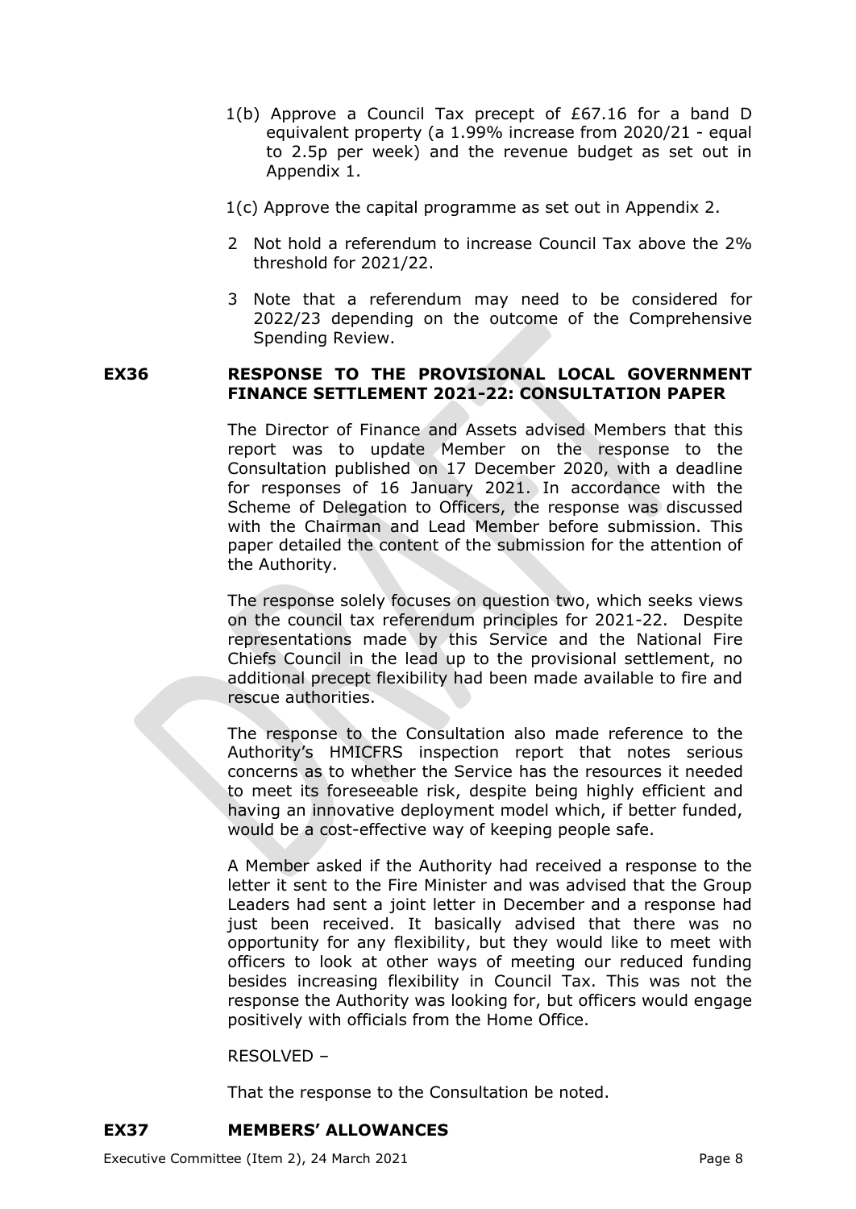1(b) Approve a Council Tax precept of £67.16 for a band D equivalent property (a 1.99% increase from 2020/21 - equal to 2.5p per week) and the revenue budget as set out in Appendix 1.

1(c) Approve the capital programme as set out in Appendix 2.

2 Not hold a referendum to increase Council Tax above the 2% threshold for 2021/22.

3 Note that a referendum may need to be considered for 2022/23 depending on the outcome of the Comprehensive Spending Review.

## EX36 RESPONSE TO THE PROVISIONAL LOCAL GOVERNMENT FINANCE SETTLEMENT 2021-22: CONSULTATION PAPER

The Director of Finance and Assets advised Members that this report was to update Member on the response to the Consultation published on 17 December 2020, with a deadline for responses of 16 January 2021. In accordance with the Scheme of Delegation to Officers, the response was discussed with the Chairman and Lead Member before submission. This paper detailed the content of the submission for the attention of the Authority.

The response solely focuses on question two, which seeks views on the council tax referendum principles for 2021-22. Despite representations made by this Service and the National Fire Chiefs Council in the lead up to the provisional settlement, no additional precept flexibility had been made available to fire and rescue authorities.

The response to the Consultation also made reference to the Authority's HMICFRS inspection report that notes serious concerns as to whether the Service has the resources it needed to meet its foreseeable risk, despite being highly efficient and having an innovative deployment model which, if better funded, would be a cost-effective way of keeping people safe.

A Member asked if the Authority had received a response to the letter it sent to the Fire Minister and was advised that the Group Leaders had sent a joint letter in December and a response had just been received. It basically advised that there was no opportunity for any flexibility, but they would like to meet with officers to look at other ways of meeting our reduced funding besides increasing flexibility in Council Tax. This was not the response the Authority was looking for, but officers would engage positively with officials from the Home Office.

RESOLVED –

That the response to the Consultation be noted.

## EX37 MEMBERS' ALLOWANCES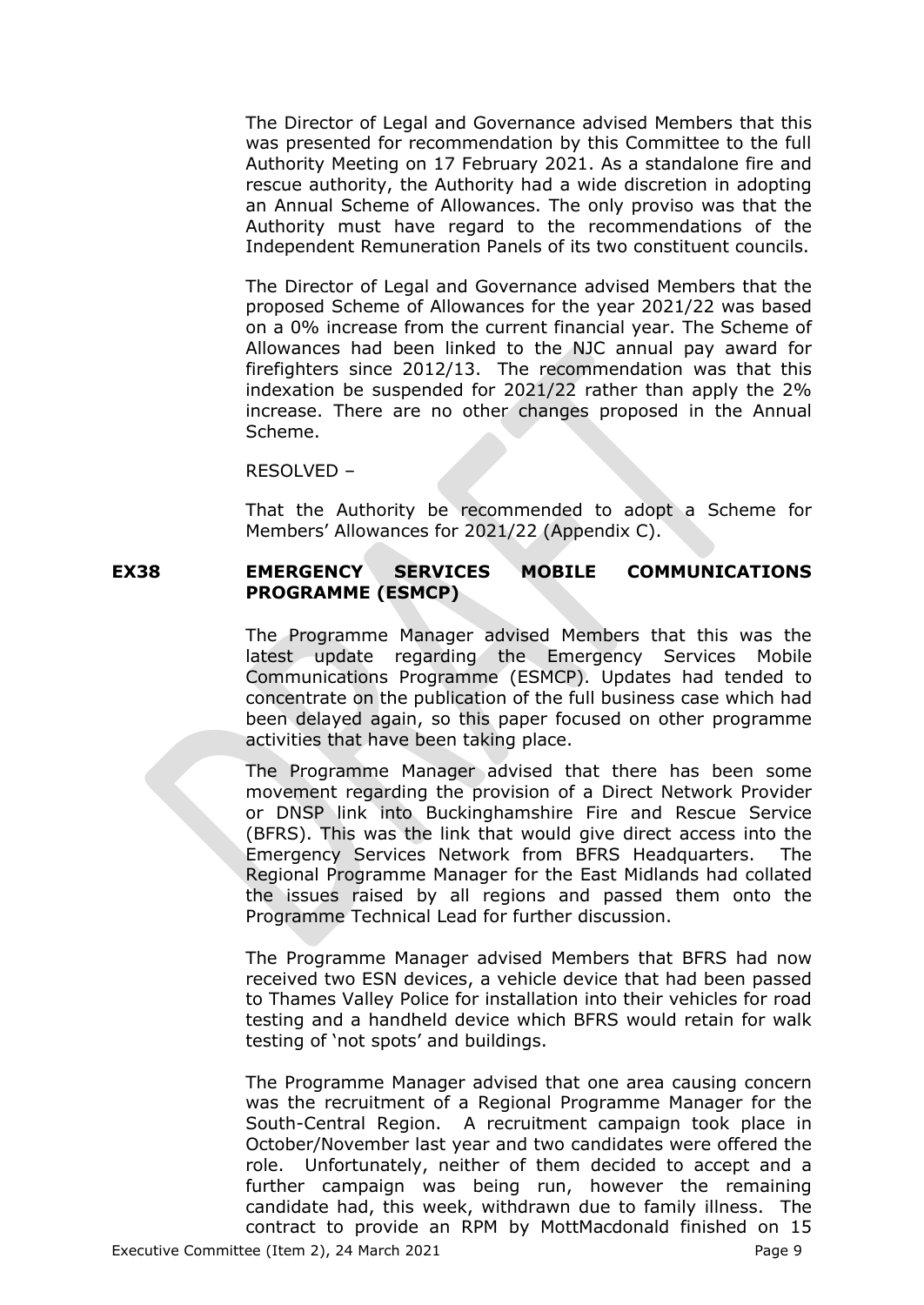The Director of Legal and Governance advised Members that this was presented for recommendation by this Committee to the full Authority Meeting on 17 February 2021. As a standalone fire and rescue authority, the Authority had a wide discretion in adopting an Annual Scheme of Allowances. The only proviso was that the Authority must have regard to the recommendations of the Independent Remuneration Panels of its two constituent councils.

The Director of Legal and Governance advised Members that the proposed Scheme of Allowances for the year 2021/22 was based on a 0% increase from the current financial year. The Scheme of Allowances had been linked to the NJC annual pay award for firefighters since 2012/13. The recommendation was that this indexation be suspended for 2021/22 rather than apply the 2% increase. There are no other changes proposed in the Annual Scheme.

RESOLVED –

That the Authority be recommended to adopt a Scheme for Members' Allowances for 2021/22 (Appendix C).

## EX38 EMERGENCY SERVICES MOBILE COMMUNICATIONS PROGRAMME (ESMCP)

The Programme Manager advised Members that this was the latest update regarding the Emergency Services Mobile Communications Programme (ESMCP). Updates had tended to concentrate on the publication of the full business case which had been delayed again, so this paper focused on other programme activities that have been taking place.

The Programme Manager advised that there has been some movement regarding the provision of a Direct Network Provider or DNSP link into Buckinghamshire Fire and Rescue Service (BFRS). This was the link that would give direct access into the Emergency Services Network from BFRS Headquarters. The Regional Programme Manager for the East Midlands had collated the issues raised by all regions and passed them onto the Programme Technical Lead for further discussion.

The Programme Manager advised Members that BFRS had now received two ESN devices, a vehicle device that had been passed to Thames Valley Police for installation into their vehicles for road testing and a handheld device which BFRS would retain for walk testing of 'not spots' and buildings.

The Programme Manager advised that one area causing concern was the recruitment of a Regional Programme Manager for the South-Central Region. A recruitment campaign took place in October/November last year and two candidates were offered the role. Unfortunately, neither of them decided to accept and a further campaign was being run, however the remaining candidate had, this week, withdrawn due to family illness. The contract to provide an RPM by MottMacdonald finished on 15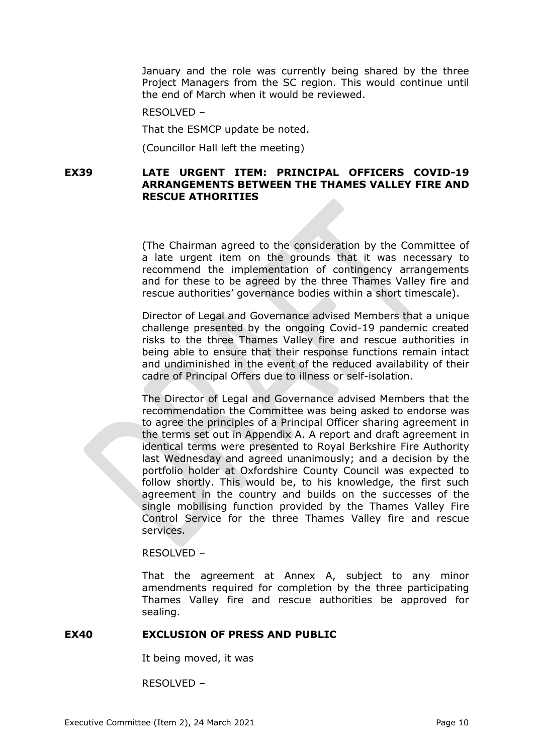January and the role was currently being shared by the three Project Managers from the SC region. This would continue until the end of March when it would be reviewed.

RESOLVED –

That the ESMCP update be noted.

(Councillor Hall left the meeting)

**EX39 LATE URGENT ITEM: PRINCIPAL OFFICERS COVID-19 ARRANGEMENTS BETWEEN THE THAMES VALLEY FIRE AND RESCUE ATHORITIES**

(The Chairman agreed to the consideration by the Committee of a late urgent item on the grounds that it was necessary to recommend the implementation of contingency arrangements and for these to be agreed by the three Thames Valley fire and rescue authorities' governance bodies within a short timescale).

Director of Legal and Governance advised Members that a unique challenge presented by the ongoing Covid-19 pandemic created risks to the three Thames Valley fire and rescue authorities in being able to ensure that their response functions remain intact and undiminished in the event of the reduced availability of their cadre of Principal Offers due to illness or self-isolation.

The Director of Legal and Governance advised Members that the recommendation the Committee was being asked to endorse was to agree the principles of a Principal Officer sharing agreement in the terms set out in Appendix A. A report and draft agreement in identical terms were presented to Royal Berkshire Fire Authority last Wednesday and agreed unanimously; and a decision by the portfolio holder at Oxfordshire County Council was expected to follow shortly. This would be, to his knowledge, the first such agreement in the country and builds on the successes of the single mobilising function provided by the Thames Valley Fire Control Service for the three Thames Valley fire and rescue services.

RESOLVED –

That the agreement at Annex A, subject to any minor amendments required for completion by the three participating Thames Valley fire and rescue authorities be approved for sealing.

**EX40 EXCLUSION OF PRESS AND PUBLIC**

It being moved, it was

RESOLVED –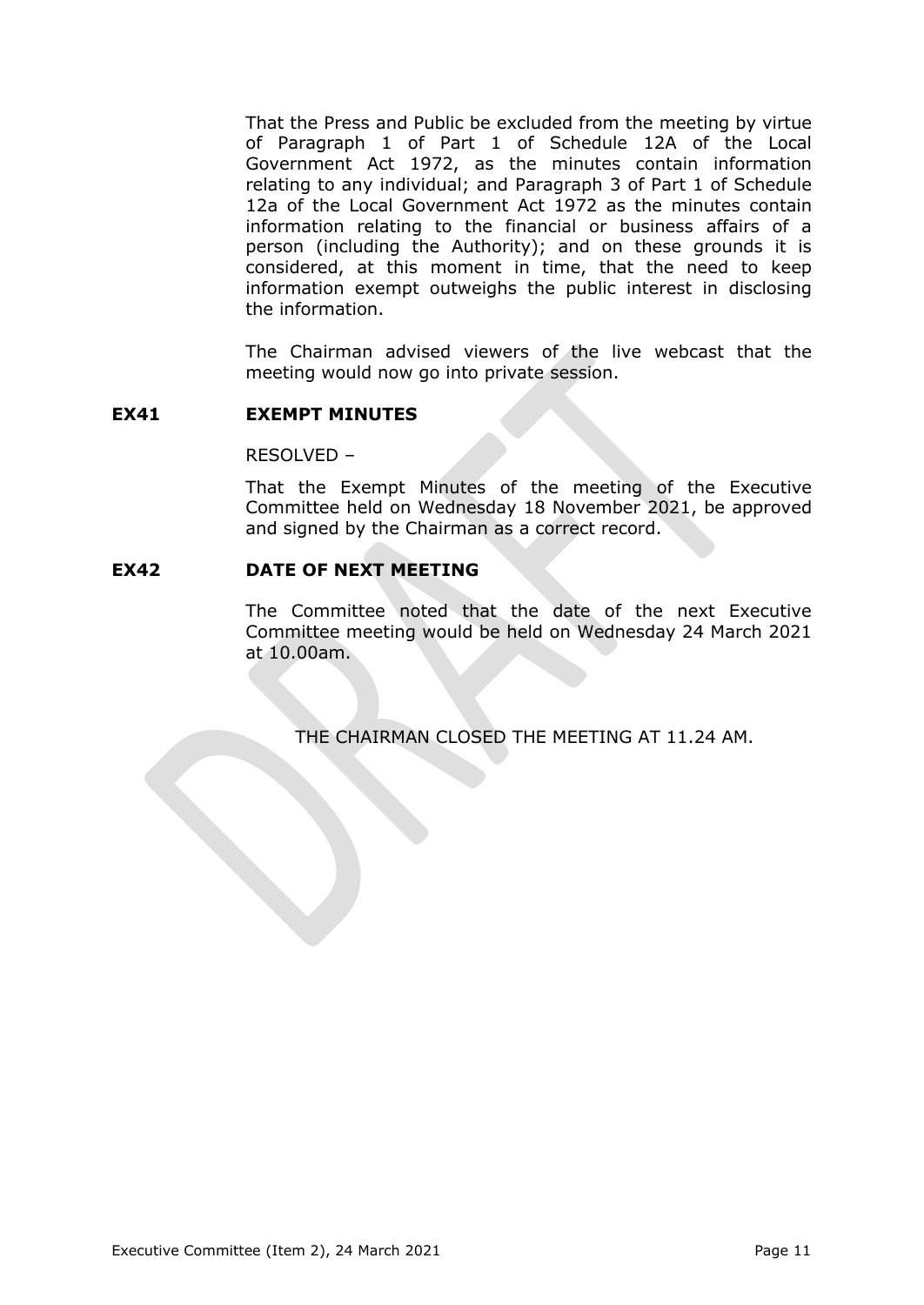That the Press and Public be excluded from the meeting by virtue of Paragraph 1 of Part 1 of Schedule 12A of the Local Government Act 1972, as the minutes contain information relating to any individual; and Paragraph 3 of Part 1 of Schedule 12a of the Local Government Act 1972 as the minutes contain information relating to the financial or business affairs of a person (including the Authority); and on these grounds it is considered, at this moment in time, that the need to keep information exempt outweighs the public interest in disclosing the information.

The Chairman advised viewers of the live webcast that the meeting would now go into private session.

**EX41 EXEMPT MINUTES**

RESOLVED –

That the Exempt Minutes of the meeting of the Executive Committee held on Wednesday 18 November 2021, be approved and signed by the Chairman as a correct record.

**EX42 DATE OF NEXT MEETING**

The Committee noted that the date of the next Executive Committee meeting would be held on Wednesday 24 March 2021 at 10.00am.

THE CHAIRMAN CLOSED THE MEETING AT 11.24 AM.